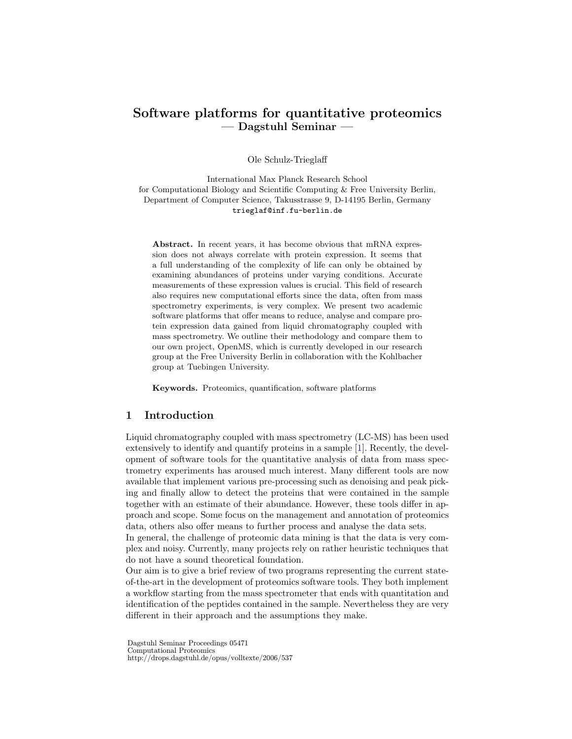# Software platforms for quantitative proteomics — Dagstuhl Seminar —

Ole Schulz-Trieglaff

International Max Planck Research School
for Computational Biology and Scientific Computing & Free University Berlin,
Department of Computer Science, Takusstrasse 9, D-14195 Berlin, Germany
trieglaf@inf.fu-berlin.de

**Abstract.** In recent years, it has become obvious that mRNA expression does not always correlate with protein expression. It seems that a full understanding of the complexity of life can only be obtained by examining abundances of proteins under varying conditions. Accurate measurements of these expression values is crucial. This field of research also requires new computational efforts since the data, often from mass spectrometry experiments, is very complex. We present two academic software platforms that offer means to reduce, analyse and compare protein expression data gained from liquid chromatography coupled with mass spectrometry. We outline their methodology and compare them to our own project, OpenMS, which is currently developed in our research group at the Free University Berlin in collaboration with the Kohlbacher group at Tuebingen University.

**Keywords.** Proteomics, quantification, software platforms

## 1 Introduction

Liquid chromatography coupled with mass spectrometry (LC-MS) has been used extensively to identify and quantify proteins in a sample [1]. Recently, the development of software tools for the quantitative analysis of data from mass spectrometry experiments has aroused much interest. Many different tools are now available that implement various pre-processing such as denoising and peak picking and finally allow to detect the proteins that were contained in the sample together with an estimate of their abundance. However, these tools differ in approach and scope. Some focus on the management and annotation of proteomics data, others also offer means to further process and analyse the data sets.
In general, the challenge of proteomic data mining is that the data is very complex and noisy. Currently, many projects rely on rather heuristic techniques that do not have a sound theoretical foundation.
Our aim is to give a brief review of two programs representing the current state-of-the-art in the development of proteomics software tools. They both implement a workflow starting from the mass spectrometer that ends with quantitation and identification of the peptides contained in the sample. Nevertheless they are very different in their approach and the assumptions they make.

Dagstuhl Seminar Proceedings 05471
Computational Proteomics
http://drops.dagstuhl.de/opus/volltexte/2006/537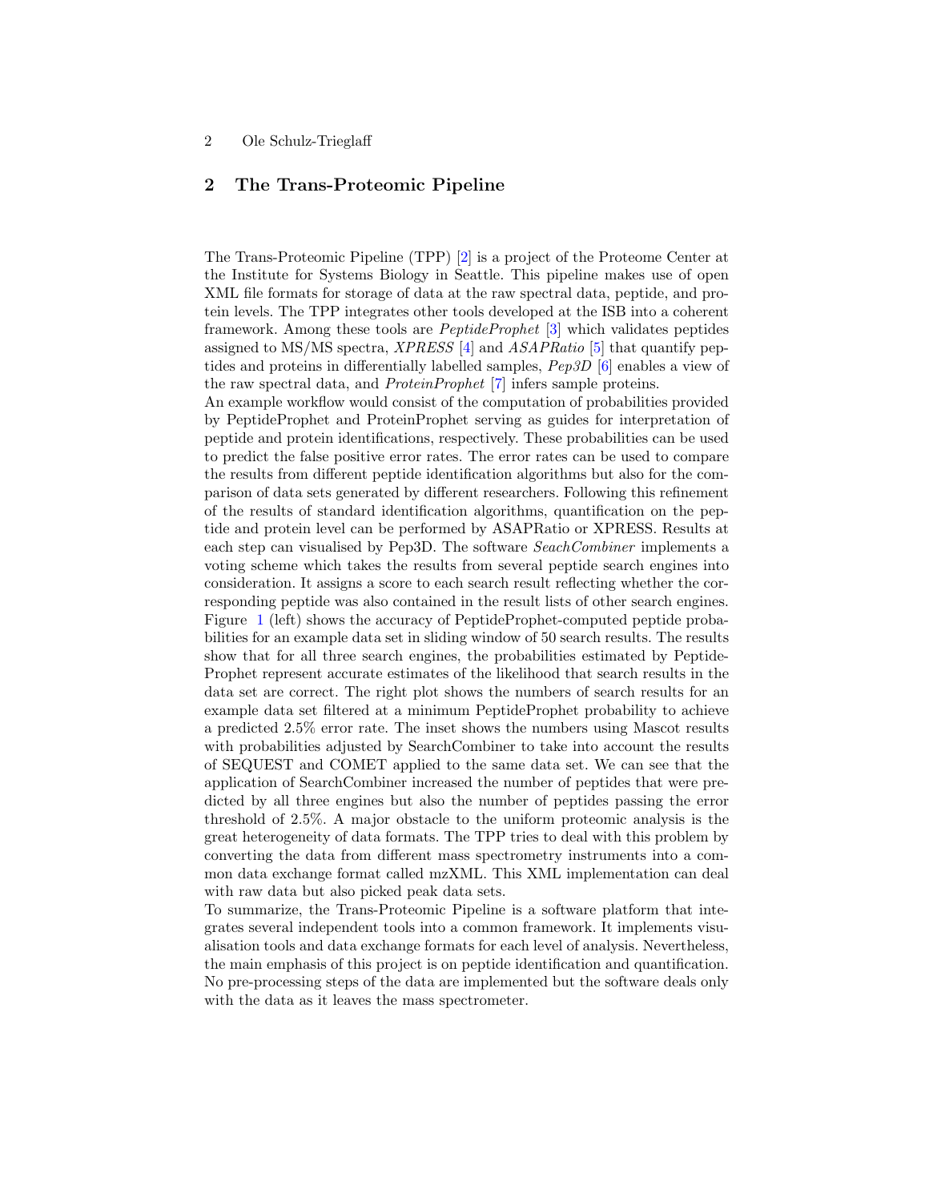## 2 The Trans-Proteomic Pipeline

The Trans-Proteomic Pipeline (TPP) [2] is a project of the Proteome Center at the Institute for Systems Biology in Seattle. This pipeline makes use of open XML file formats for storage of data at the raw spectral data, peptide, and protein levels. The TPP integrates other tools developed at the ISB into a coherent framework. Among these tools are *PeptideProphet* [3] which validates peptides assigned to MS/MS spectra, *XPRESS* [4] and *ASAPRatio* [5] that quantify peptides and proteins in differentially labelled samples, *Pep3D* [6] enables a view of the raw spectral data, and *ProteinProphet* [7] infers sample proteins.

An example workflow would consist of the computation of probabilities provided by PeptideProphet and ProteinProphet serving as guides for interpretation of peptide and protein identifications, respectively. These probabilities can be used to predict the false positive error rates. The error rates can be used to compare the results from different peptide identification algorithms but also for the comparison of data sets generated by different researchers. Following this refinement of the results of standard identification algorithms, quantification on the peptide and protein level can be performed by ASAPRatio or XPRESS. Results at each step can visualised by Pep3D. The software *SeachCombiner* implements a voting scheme which takes the results from several peptide search engines into consideration. It assigns a score to each search result reflecting whether the corresponding peptide was also contained in the result lists of other search engines. Figure 1 (left) shows the accuracy of PeptideProphet-computed peptide probabilities for an example data set in sliding window of 50 search results. The results show that for all three search engines, the probabilities estimated by PeptideProphet represent accurate estimates of the likelihood that search results in the data set are correct. The right plot shows the numbers of search results for an example data set filtered at a minimum PeptideProphet probability to achieve a predicted 2.5% error rate. The inset shows the numbers using Mascot results with probabilities adjusted by SearchCombiner to take into account the results of SEQUEST and COMET applied to the same data set. We can see that the application of SearchCombiner increased the number of peptides that were predicted by all three engines but also the number of peptides passing the error threshold of 2.5%. A major obstacle to the uniform proteomic analysis is the great heterogeneity of data formats. The TPP tries to deal with this problem by converting the data from different mass spectrometry instruments into a common data exchange format called mzXML. This XML implementation can deal with raw data but also picked peak data sets.

To summarize, the Trans-Proteomic Pipeline is a software platform that integrates several independent tools into a common framework. It implements visualisation tools and data exchange formats for each level of analysis. Nevertheless, the main emphasis of this project is on peptide identification and quantification. No pre-processing steps of the data are implemented but the software deals only with the data as it leaves the mass spectrometer.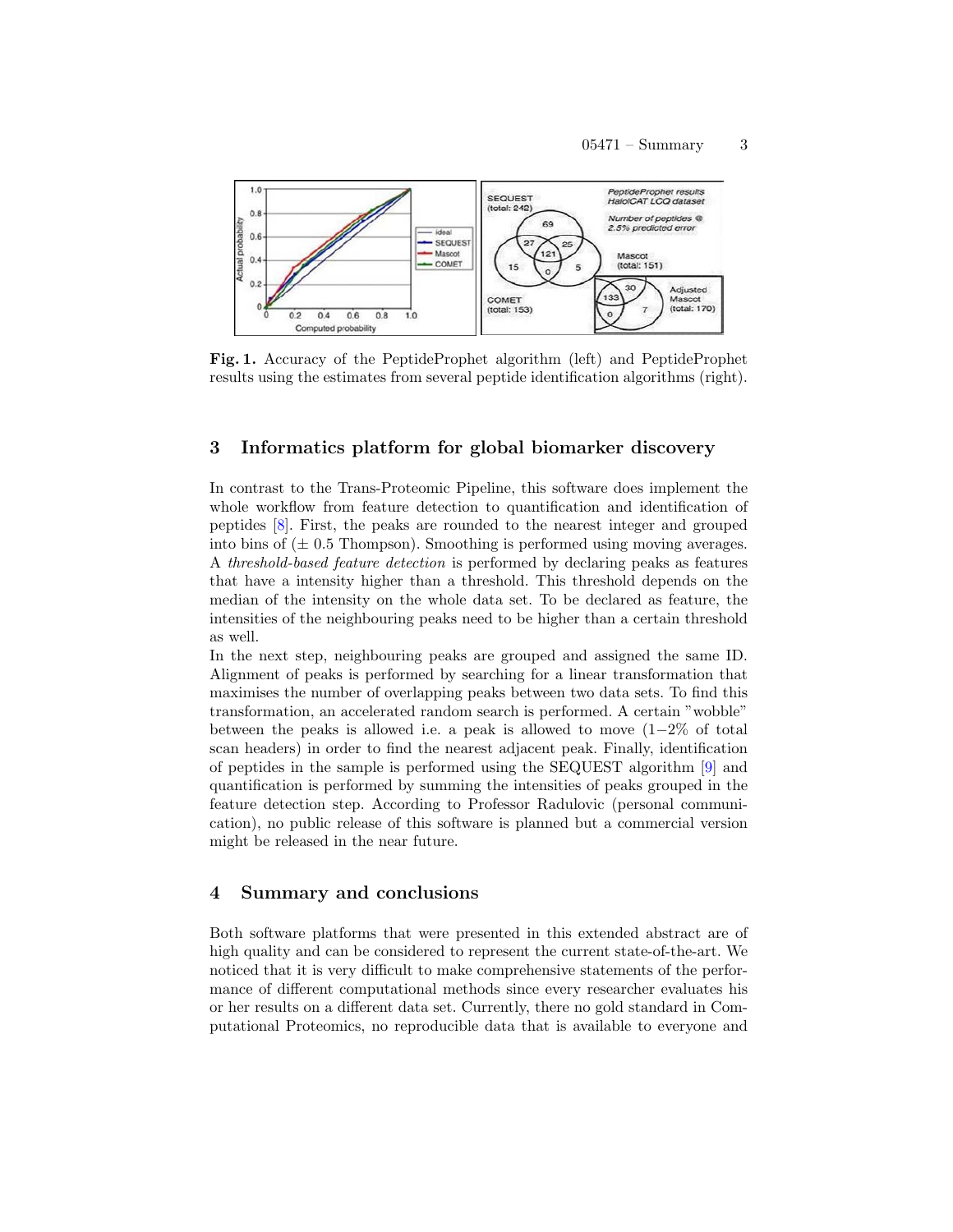**Fig. 1.** Accuracy of the PeptideProphet algorithm (left) and PeptideProphet results using the estimates from several peptide identification algorithms (right).

## 3 Informatics platform for global biomarker discovery

In contrast to the Trans-Proteomic Pipeline, this software does implement the whole workflow from feature detection to quantification and identification of peptides [8]. First, the peaks are rounded to the nearest integer and grouped into bins of ($\pm$ 0.5 Thompson). Smoothing is performed using moving averages. A *threshold-based feature detection* is performed by declaring peaks as features that have a intensity higher than a threshold. This threshold depends on the median of the intensity on the whole data set. To be declared as feature, the intensities of the neighbouring peaks need to be higher than a certain threshold as well.

In the next step, neighbouring peaks are grouped and assigned the same ID. Alignment of peaks is performed by searching for a linear transformation that maximises the number of overlapping peaks between two data sets. To find this transformation, an accelerated random search is performed. A certain "wobble" between the peaks is allowed i.e. a peak is allowed to move ($1-2\%$ of total scan headers) in order to find the nearest adjacent peak. Finally, identification of peptides in the sample is performed using the SEQUEST algorithm [9] and quantification is performed by summing the intensities of peaks grouped in the feature detection step. According to Professor Radulovic (personal communication), no public release of this software is planned but a commercial version might be released in the near future.

## 4 Summary and conclusions

Both software platforms that were presented in this extended abstract are of high quality and can be considered to represent the current state-of-the-art. We noticed that it is very difficult to make comprehensive statements of the performance of different computational methods since every researcher evaluates his or her results on a different data set. Currently, there no gold standard in Computational Proteomics, no reproducible data that is available to everyone and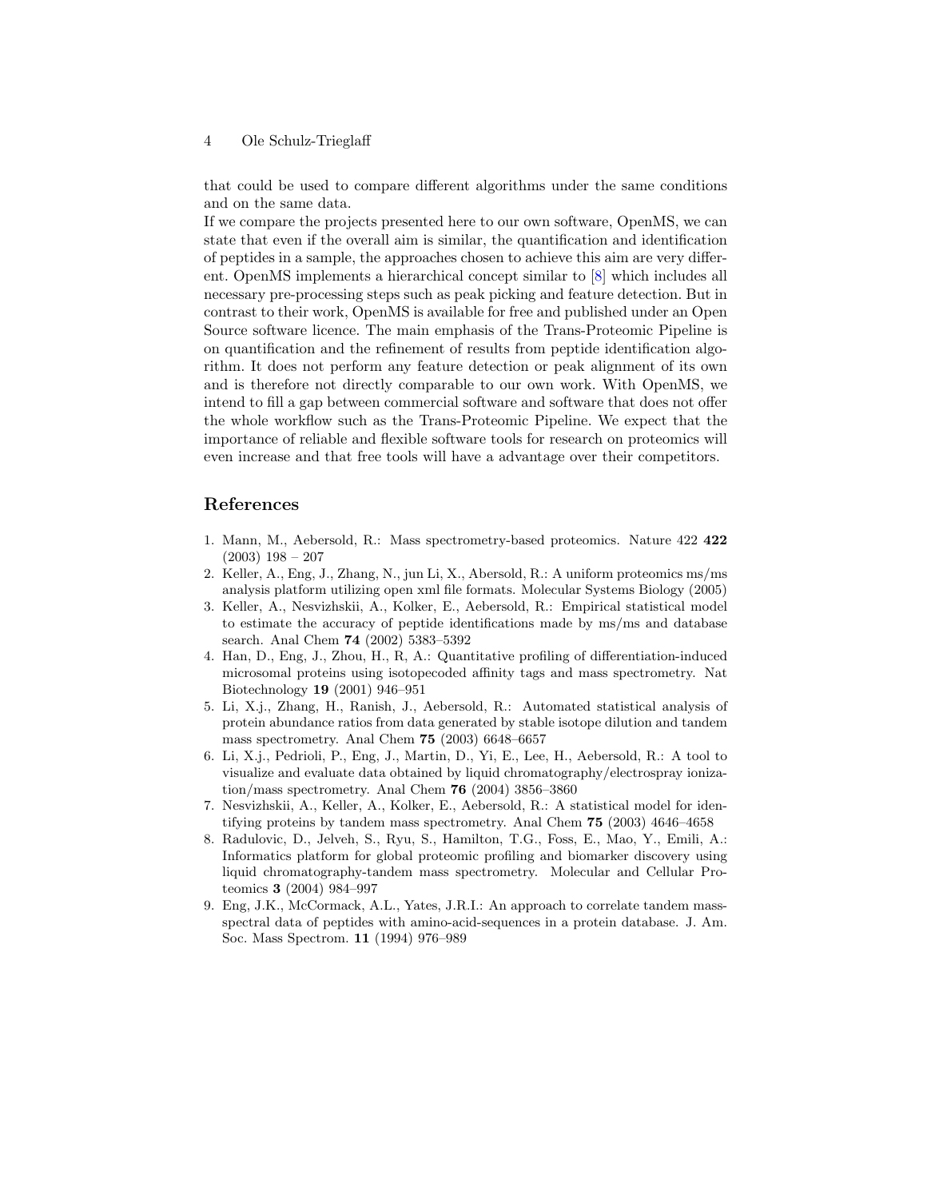that could be used to compare different algorithms under the same conditions and on the same data.

If we compare the projects presented here to our own software, OpenMS, we can state that even if the overall aim is similar, the quantification and identification of peptides in a sample, the approaches chosen to achieve this aim are very different. OpenMS implements a hierarchical concept similar to [8] which includes all necessary pre-processing steps such as peak picking and feature detection. But in contrast to their work, OpenMS is available for free and published under an Open Source software licence. The main emphasis of the Trans-Proteomic Pipeline is on quantification and the refinement of results from peptide identification algorithm. It does not perform any feature detection or peak alignment of its own and is therefore not directly comparable to our own work. With OpenMS, we intend to fill a gap between commercial software and software that does not offer the whole workflow such as the Trans-Proteomic Pipeline. We expect that the importance of reliable and flexible software tools for research on proteomics will even increase and that free tools will have a advantage over their competitors.

## References

1. Mann, M., Aebersold, R.: Mass spectrometry-based proteomics. Nature 422 **422** (2003) 198 – 207
2. Keller, A., Eng, J., Zhang, N., jun Li, X., Abersold, R.: A uniform proteomics ms/ms analysis platform utilizing open xml file formats. Molecular Systems Biology (2005)
3. Keller, A., Nesvizhskii, A., Kolker, E., Aebersold, R.: Empirical statistical model to estimate the accuracy of peptide identifications made by ms/ms and database search. Anal Chem **74** (2002) 5383–5392
4. Han, D., Eng, J., Zhou, H., R, A.: Quantitative profiling of differentiation-induced microsomal proteins using isotopecoded affinity tags and mass spectrometry. Nat Biotechnology **19** (2001) 946–951
5. Li, X.j., Zhang, H., Ranish, J., Aebersold, R.: Automated statistical analysis of protein abundance ratios from data generated by stable isotope dilution and tandem mass spectrometry. Anal Chem **75** (2003) 6648–6657
6. Li, X.j., Pedrioli, P., Eng, J., Martin, D., Yi, E., Lee, H., Aebersold, R.: A tool to visualize and evaluate data obtained by liquid chromatography/electrospray ionization/mass spectrometry. Anal Chem **76** (2004) 3856–3860
7. Nesvizhskii, A., Keller, A., Kolker, E., Aebersold, R.: A statistical model for identifying proteins by tandem mass spectrometry. Anal Chem **75** (2003) 4646–4658
8. Radulovic, D., Jelveh, S., Ryu, S., Hamilton, T.G., Foss, E., Mao, Y., Emili, A.: Informatics platform for global proteomic profiling and biomarker discovery using liquid chromatography-tandem mass spectrometry. Molecular and Cellular Proteomics **3** (2004) 984–997
9. Eng, J.K., McCormack, A.L., Yates, J.R.I.: An approach to correlate tandem mass-spectral data of peptides with amino-acid-sequences in a protein database. J. Am. Soc. Mass Spectrom. **11** (1994) 976–989